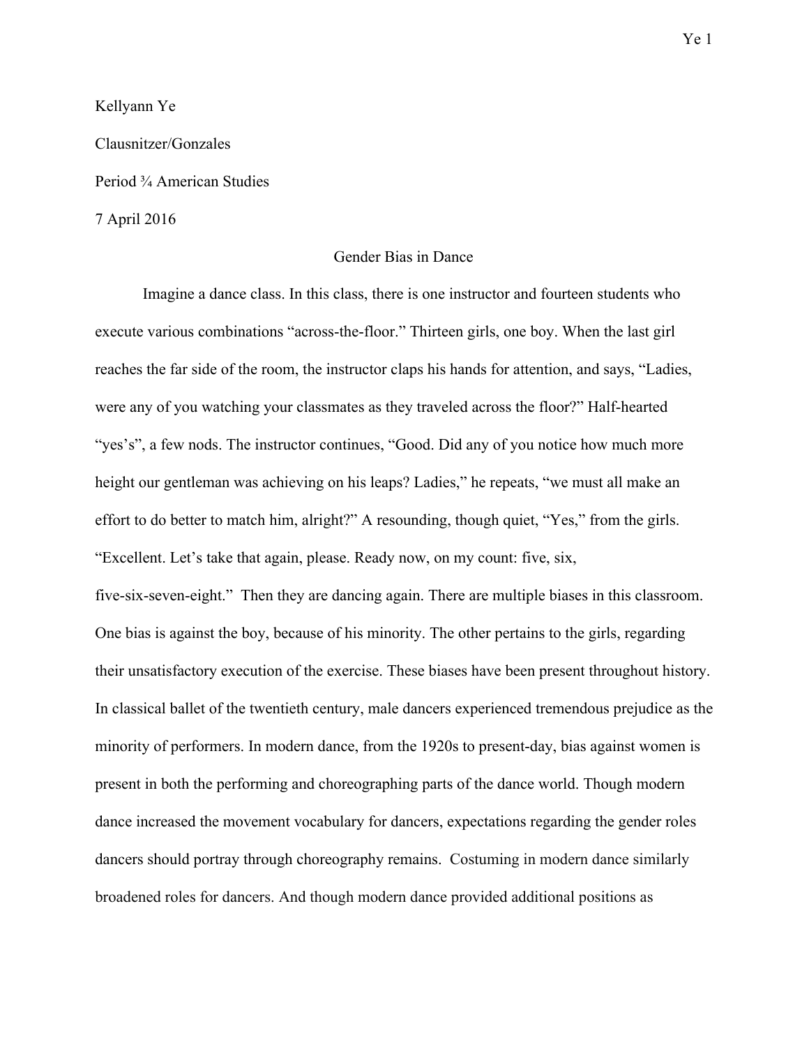Kellyann Ye

Clausnitzer/Gonzales

Period ¾ American Studies

7 April 2016

Gender Bias in Dance

Imagine a dance class. In this class, there is one instructor and fourteen students who execute various combinations "across-the-floor." Thirteen girls, one boy. When the last girl reaches the far side of the room, the instructor claps his hands for attention, and says, "Ladies, were any of you watching your classmates as they traveled across the floor?" Half-hearted "yes's", a few nods. The instructor continues, "Good. Did any of you notice how much more height our gentleman was achieving on his leaps? Ladies," he repeats, "we must all make an effort to do better to match him, alright?" A resounding, though quiet, "Yes," from the girls. "Excellent. Let's take that again, please. Ready now, on my count: five, six, five-six-seven-eight." Then they are dancing again. There are multiple biases in this classroom. One bias is against the boy, because of his minority. The other pertains to the girls, regarding their unsatisfactory execution of the exercise. These biases have been present throughout history. In classical ballet of the twentieth century, male dancers experienced tremendous prejudice as the minority of performers. In modern dance, from the 1920s to present-day, bias against women is present in both the performing and choreographing parts of the dance world. Though modern dance increased the movement vocabulary for dancers, expectations regarding the gender roles dancers should portray through choreography remains. Costuming in modern dance similarly broadened roles for dancers. And though modern dance provided additional positions as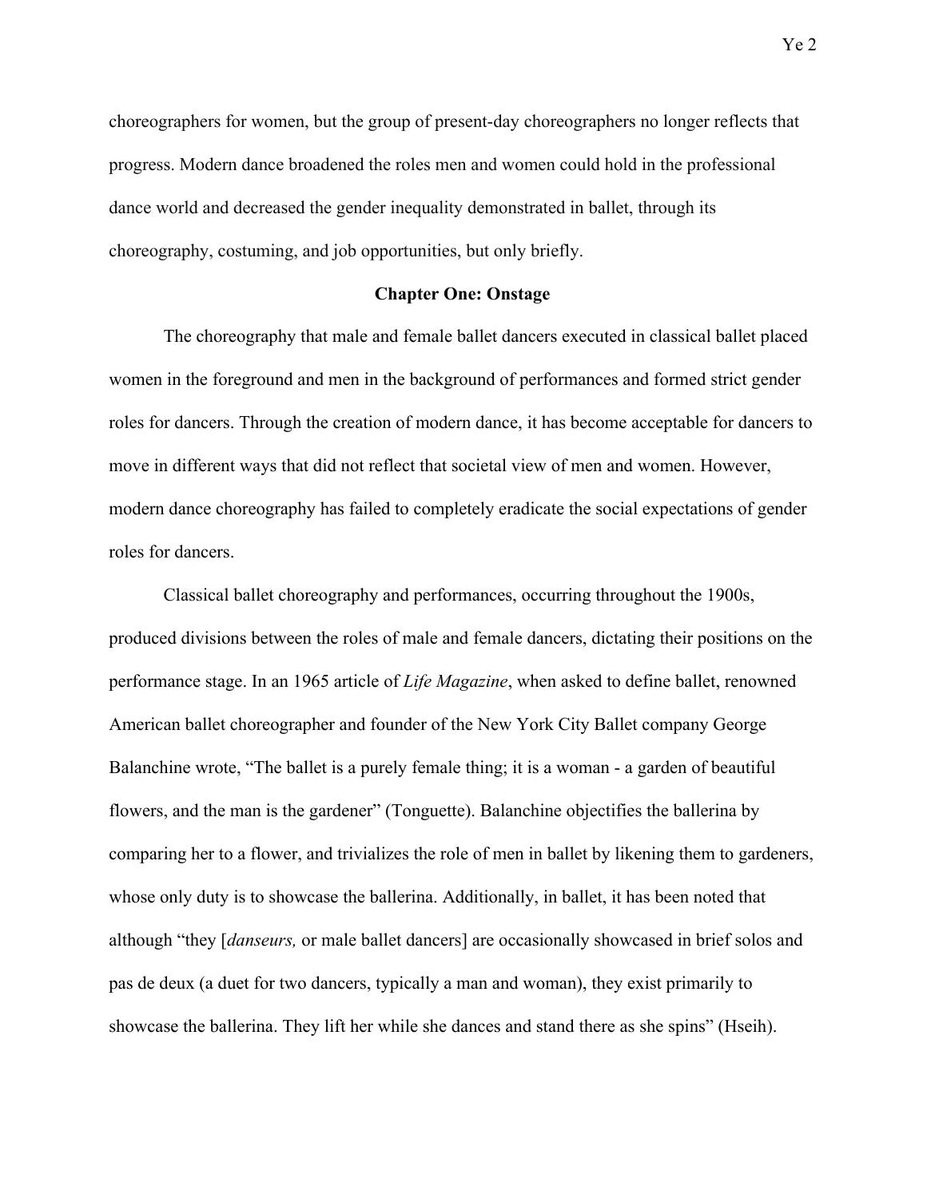choreographers for women, but the group of present-day choreographers no longer reflects that progress. Modern dance broadened the roles men and women could hold in the professional dance world and decreased the gender inequality demonstrated in ballet, through its choreography, costuming, and job opportunities, but only briefly.

## Chapter One: Onstage

The choreography that male and female ballet dancers executed in classical ballet placed women in the foreground and men in the background of performances and formed strict gender roles for dancers. Through the creation of modern dance, it has become acceptable for dancers to move in different ways that did not reflect that societal view of men and women. However, modern dance choreography has failed to completely eradicate the social expectations of gender roles for dancers.

Classical ballet choreography and performances, occurring throughout the 1900s, produced divisions between the roles of male and female dancers, dictating their positions on the performance stage. In an 1965 article of *Life Magazine*, when asked to define ballet, renowned American ballet choreographer and founder of the New York City Ballet company George Balanchine wrote, "The ballet is a purely female thing; it is a woman - a garden of beautiful flowers, and the man is the gardener" (Tonguette). Balanchine objectifies the ballerina by comparing her to a flower, and trivializes the role of men in ballet by likening them to gardeners, whose only duty is to showcase the ballerina. Additionally, in ballet, it has been noted that although "they [*danseurs,* or male ballet dancers] are occasionally showcased in brief solos and pas de deux (a duet for two dancers, typically a man and woman), they exist primarily to showcase the ballerina. They lift her while she dances and stand there as she spins" (Hseih).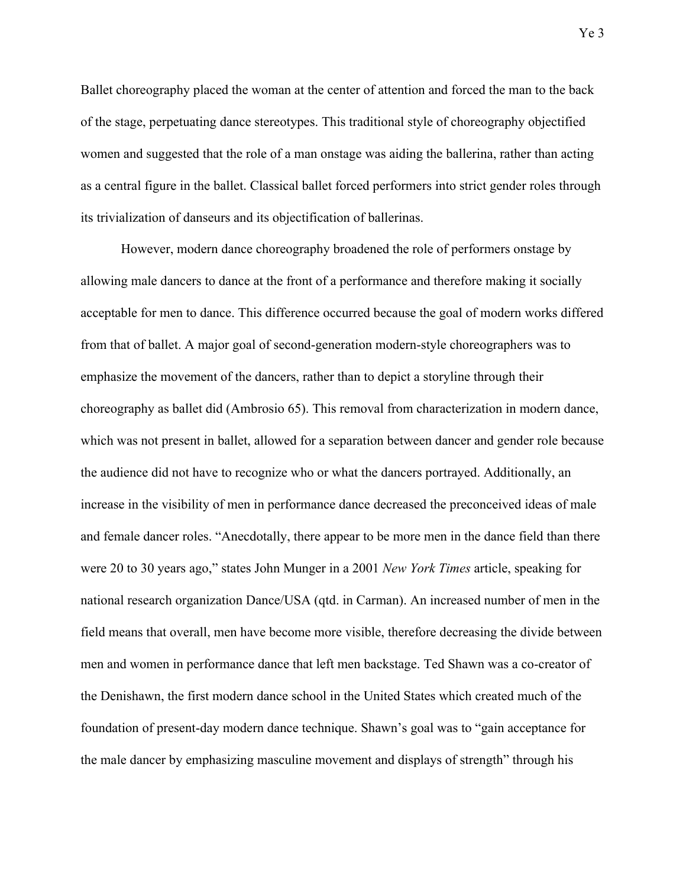Ballet choreography placed the woman at the center of attention and forced the man to the back of the stage, perpetuating dance stereotypes. This traditional style of choreography objectified women and suggested that the role of a man onstage was aiding the ballerina, rather than acting as a central figure in the ballet. Classical ballet forced performers into strict gender roles through its trivialization of danseurs and its objectification of ballerinas.

However, modern dance choreography broadened the role of performers onstage by allowing male dancers to dance at the front of a performance and therefore making it socially acceptable for men to dance. This difference occurred because the goal of modern works differed from that of ballet. A major goal of second-generation modern-style choreographers was to emphasize the movement of the dancers, rather than to depict a storyline through their choreography as ballet did (Ambrosio 65). This removal from characterization in modern dance, which was not present in ballet, allowed for a separation between dancer and gender role because the audience did not have to recognize who or what the dancers portrayed. Additionally, an increase in the visibility of men in performance dance decreased the preconceived ideas of male and female dancer roles. "Anecdotally, there appear to be more men in the dance field than there were 20 to 30 years ago," states John Munger in a 2001 *New York Times* article, speaking for national research organization Dance/USA (qtd. in Carman). An increased number of men in the field means that overall, men have become more visible, therefore decreasing the divide between men and women in performance dance that left men backstage. Ted Shawn was a co-creator of the Denishawn, the first modern dance school in the United States which created much of the foundation of present-day modern dance technique. Shawn's goal was to "gain acceptance for the male dancer by emphasizing masculine movement and displays of strength" through his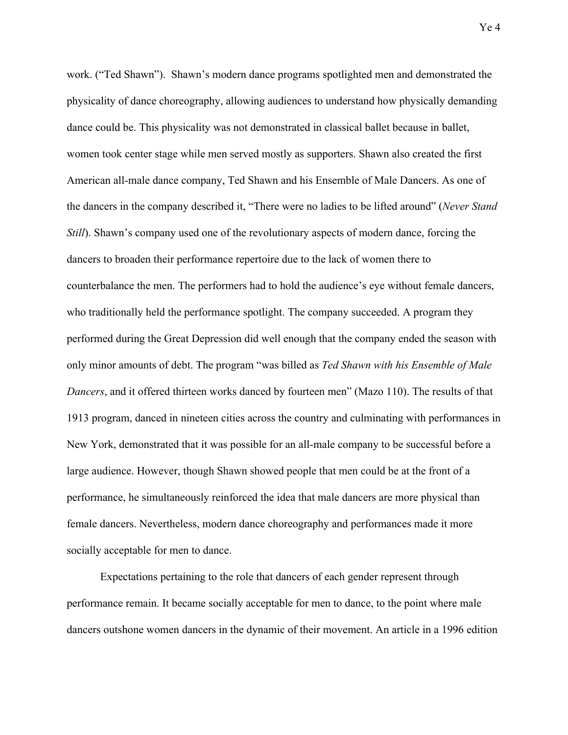work. ("Ted Shawn"). Shawn's modern dance programs spotlighted men and demonstrated the physicality of dance choreography, allowing audiences to understand how physically demanding dance could be. This physicality was not demonstrated in classical ballet because in ballet, women took center stage while men served mostly as supporters. Shawn also created the first American all-male dance company, Ted Shawn and his Ensemble of Male Dancers. As one of the dancers in the company described it, "There were no ladies to be lifted around" (*Never Stand Still*). Shawn's company used one of the revolutionary aspects of modern dance, forcing the dancers to broaden their performance repertoire due to the lack of women there to counterbalance the men. The performers had to hold the audience's eye without female dancers, who traditionally held the performance spotlight. The company succeeded. A program they performed during the Great Depression did well enough that the company ended the season with only minor amounts of debt. The program "was billed as *Ted Shawn with his Ensemble of Male Dancers*, and it offered thirteen works danced by fourteen men" (Mazo 110). The results of that 1913 program, danced in nineteen cities across the country and culminating with performances in New York, demonstrated that it was possible for an all-male company to be successful before a large audience. However, though Shawn showed people that men could be at the front of a performance, he simultaneously reinforced the idea that male dancers are more physical than female dancers. Nevertheless, modern dance choreography and performances made it more socially acceptable for men to dance.

Expectations pertaining to the role that dancers of each gender represent through performance remain. It became socially acceptable for men to dance, to the point where male dancers outshone women dancers in the dynamic of their movement. An article in a 1996 edition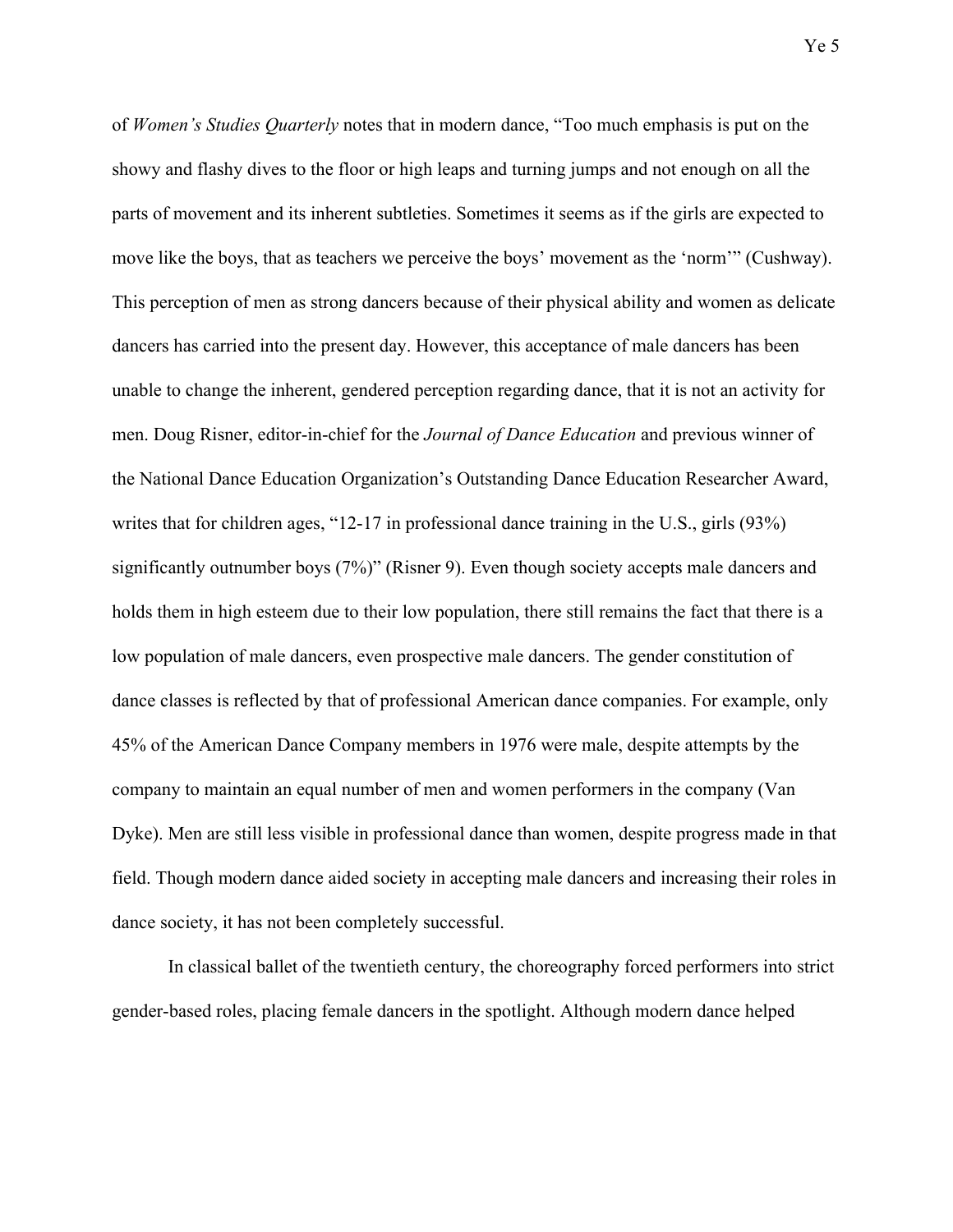of *Women's Studies Quarterly* notes that in modern dance, "Too much emphasis is put on the showy and flashy dives to the floor or high leaps and turning jumps and not enough on all the parts of movement and its inherent subtleties. Sometimes it seems as if the girls are expected to move like the boys, that as teachers we perceive the boys' movement as the 'norm'" (Cushway). This perception of men as strong dancers because of their physical ability and women as delicate dancers has carried into the present day. However, this acceptance of male dancers has been unable to change the inherent, gendered perception regarding dance, that it is not an activity for men. Doug Risner, editor-in-chief for the *Journal of Dance Education* and previous winner of the National Dance Education Organization's Outstanding Dance Education Researcher Award, writes that for children ages, "12-17 in professional dance training in the U.S., girls (93%) significantly outnumber boys (7%)" (Risner 9). Even though society accepts male dancers and holds them in high esteem due to their low population, there still remains the fact that there is a low population of male dancers, even prospective male dancers. The gender constitution of dance classes is reflected by that of professional American dance companies. For example, only 45% of the American Dance Company members in 1976 were male, despite attempts by the company to maintain an equal number of men and women performers in the company (Van Dyke). Men are still less visible in professional dance than women, despite progress made in that field. Though modern dance aided society in accepting male dancers and increasing their roles in dance society, it has not been completely successful.

In classical ballet of the twentieth century, the choreography forced performers into strict gender-based roles, placing female dancers in the spotlight. Although modern dance helped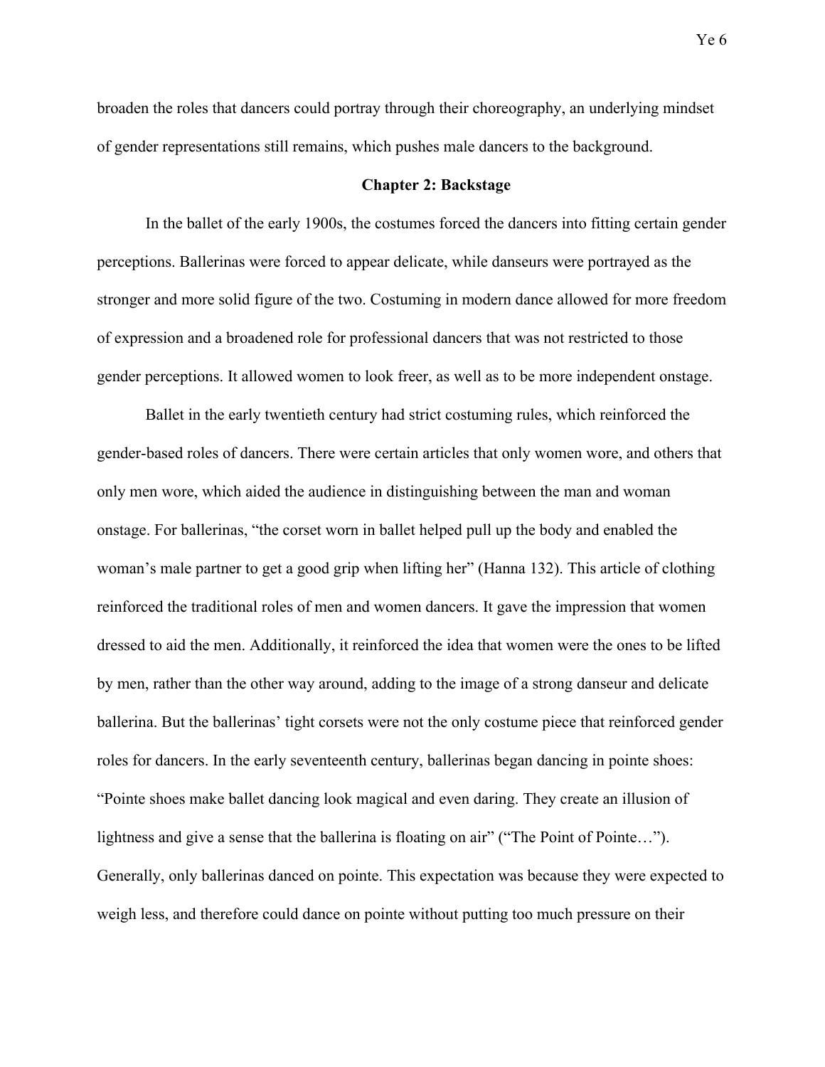broaden the roles that dancers could portray through their choreography, an underlying mindset of gender representations still remains, which pushes male dancers to the background.

## Chapter 2: Backstage

In the ballet of the early 1900s, the costumes forced the dancers into fitting certain gender perceptions. Ballerinas were forced to appear delicate, while danseurs were portrayed as the stronger and more solid figure of the two. Costuming in modern dance allowed for more freedom of expression and a broadened role for professional dancers that was not restricted to those gender perceptions. It allowed women to look freer, as well as to be more independent onstage.

Ballet in the early twentieth century had strict costuming rules, which reinforced the gender-based roles of dancers. There were certain articles that only women wore, and others that only men wore, which aided the audience in distinguishing between the man and woman onstage. For ballerinas, "the corset worn in ballet helped pull up the body and enabled the woman's male partner to get a good grip when lifting her" (Hanna 132). This article of clothing reinforced the traditional roles of men and women dancers. It gave the impression that women dressed to aid the men. Additionally, it reinforced the idea that women were the ones to be lifted by men, rather than the other way around, adding to the image of a strong danseur and delicate ballerina. But the ballerinas' tight corsets were not the only costume piece that reinforced gender roles for dancers. In the early seventeenth century, ballerinas began dancing in pointe shoes: "Pointe shoes make ballet dancing look magical and even daring. They create an illusion of lightness and give a sense that the ballerina is floating on air" ("The Point of Pointe…"). Generally, only ballerinas danced on pointe. This expectation was because they were expected to weigh less, and therefore could dance on pointe without putting too much pressure on their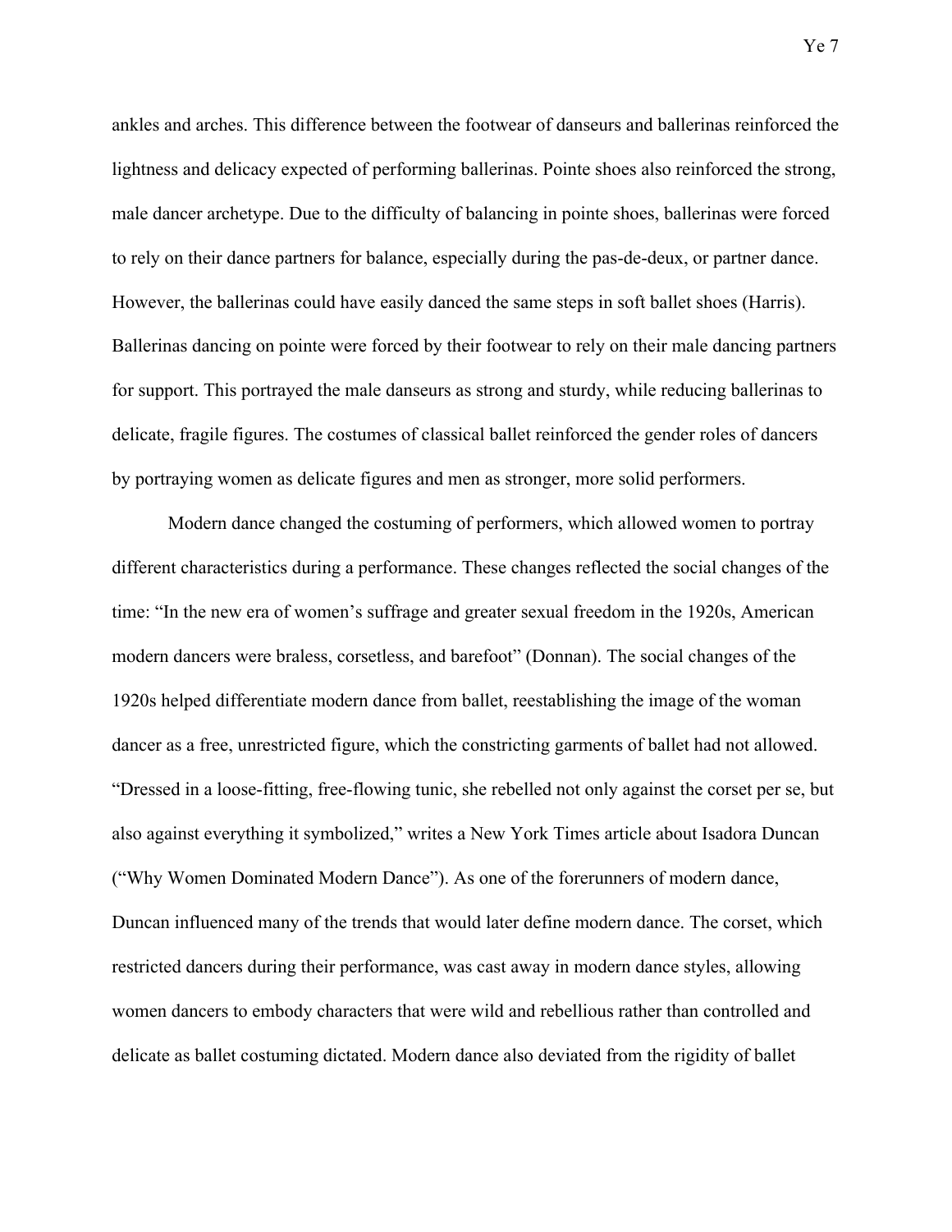ankles and arches. This difference between the footwear of danseurs and ballerinas reinforced the lightness and delicacy expected of performing ballerinas. Pointe shoes also reinforced the strong, male dancer archetype. Due to the difficulty of balancing in pointe shoes, ballerinas were forced to rely on their dance partners for balance, especially during the pas-de-deux, or partner dance. However, the ballerinas could have easily danced the same steps in soft ballet shoes (Harris). Ballerinas dancing on pointe were forced by their footwear to rely on their male dancing partners for support. This portrayed the male danseurs as strong and sturdy, while reducing ballerinas to delicate, fragile figures. The costumes of classical ballet reinforced the gender roles of dancers by portraying women as delicate figures and men as stronger, more solid performers.

Modern dance changed the costuming of performers, which allowed women to portray different characteristics during a performance. These changes reflected the social changes of the time: "In the new era of women's suffrage and greater sexual freedom in the 1920s, American modern dancers were braless, corsetless, and barefoot" (Donnan). The social changes of the 1920s helped differentiate modern dance from ballet, reestablishing the image of the woman dancer as a free, unrestricted figure, which the constricting garments of ballet had not allowed. "Dressed in a loose-fitting, free-flowing tunic, she rebelled not only against the corset per se, but also against everything it symbolized," writes a New York Times article about Isadora Duncan ("Why Women Dominated Modern Dance"). As one of the forerunners of modern dance, Duncan influenced many of the trends that would later define modern dance. The corset, which restricted dancers during their performance, was cast away in modern dance styles, allowing women dancers to embody characters that were wild and rebellious rather than controlled and delicate as ballet costuming dictated. Modern dance also deviated from the rigidity of ballet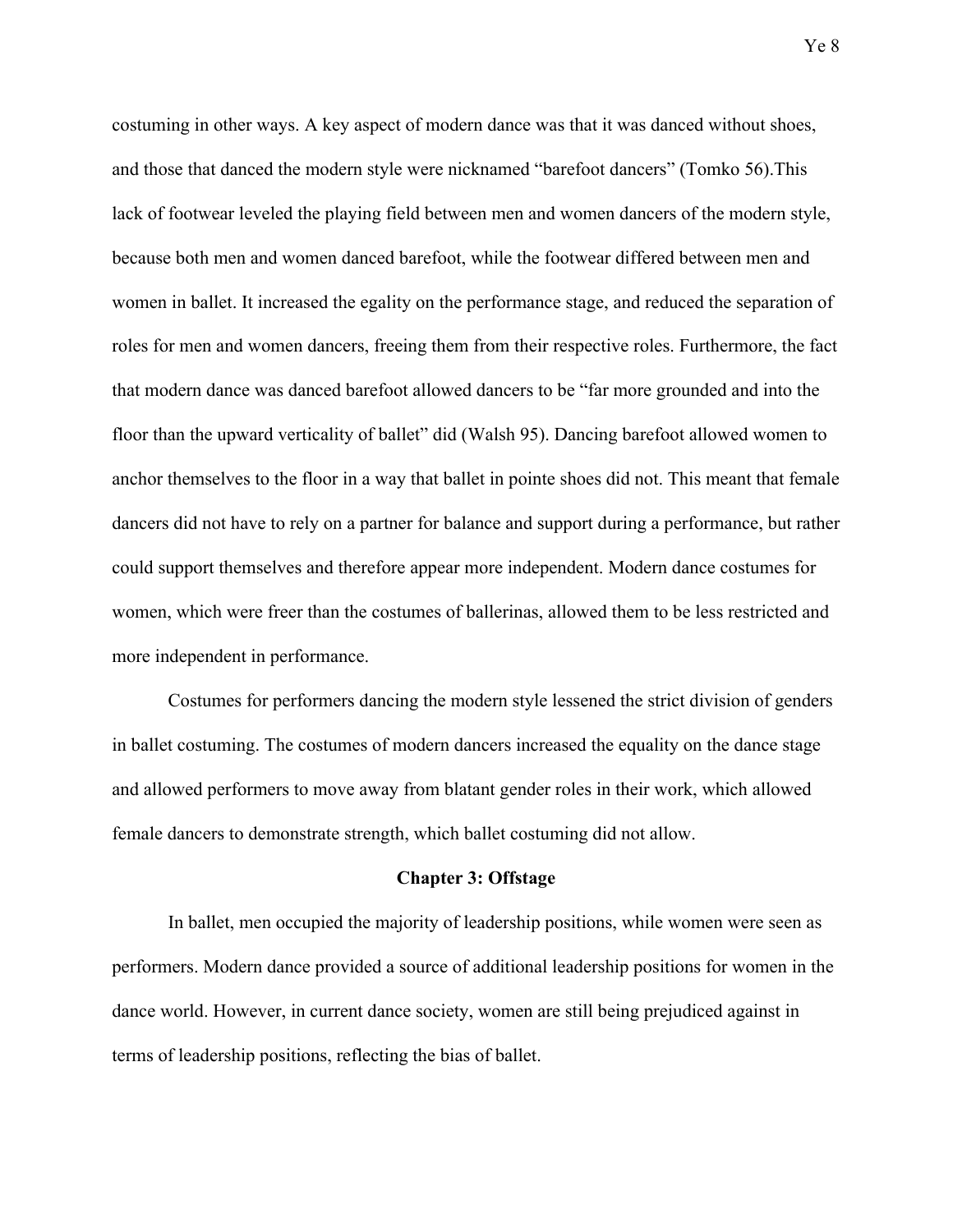costuming in other ways. A key aspect of modern dance was that it was danced without shoes, and those that danced the modern style were nicknamed "barefoot dancers" (Tomko 56).This lack of footwear leveled the playing field between men and women dancers of the modern style, because both men and women danced barefoot, while the footwear differed between men and women in ballet. It increased the egality on the performance stage, and reduced the separation of roles for men and women dancers, freeing them from their respective roles. Furthermore, the fact that modern dance was danced barefoot allowed dancers to be "far more grounded and into the floor than the upward verticality of ballet" did (Walsh 95). Dancing barefoot allowed women to anchor themselves to the floor in a way that ballet in pointe shoes did not. This meant that female dancers did not have to rely on a partner for balance and support during a performance, but rather could support themselves and therefore appear more independent. Modern dance costumes for women, which were freer than the costumes of ballerinas, allowed them to be less restricted and more independent in performance.

Costumes for performers dancing the modern style lessened the strict division of genders in ballet costuming. The costumes of modern dancers increased the equality on the dance stage and allowed performers to move away from blatant gender roles in their work, which allowed female dancers to demonstrate strength, which ballet costuming did not allow.

## Chapter 3: Offstage

In ballet, men occupied the majority of leadership positions, while women were seen as performers. Modern dance provided a source of additional leadership positions for women in the dance world. However, in current dance society, women are still being prejudiced against in terms of leadership positions, reflecting the bias of ballet.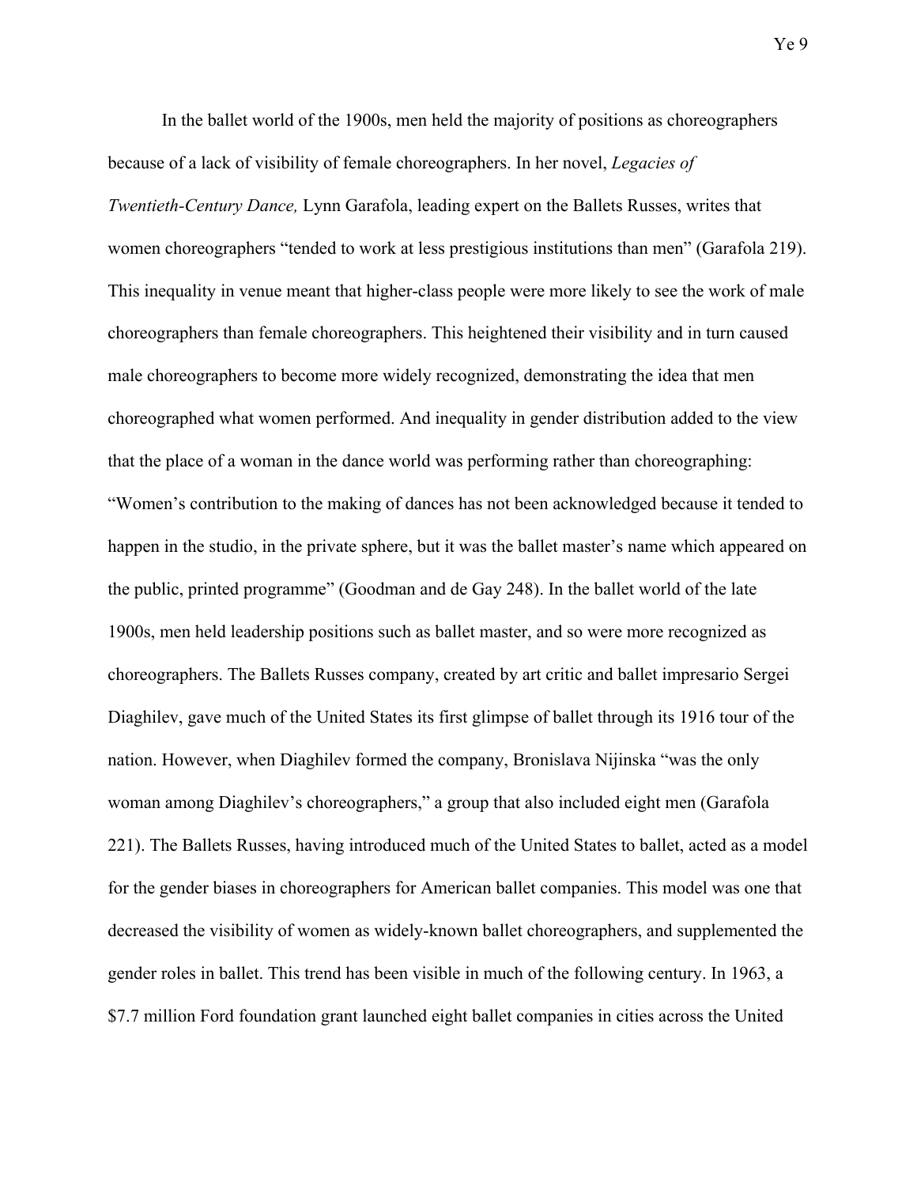In the ballet world of the 1900s, men held the majority of positions as choreographers because of a lack of visibility of female choreographers. In her novel, *Legacies of Twentieth-Century Dance,* Lynn Garafola, leading expert on the Ballets Russes, writes that women choreographers "tended to work at less prestigious institutions than men" (Garafola 219). This inequality in venue meant that higher-class people were more likely to see the work of male choreographers than female choreographers. This heightened their visibility and in turn caused male choreographers to become more widely recognized, demonstrating the idea that men choreographed what women performed. And inequality in gender distribution added to the view that the place of a woman in the dance world was performing rather than choreographing: "Women's contribution to the making of dances has not been acknowledged because it tended to happen in the studio, in the private sphere, but it was the ballet master's name which appeared on the public, printed programme" (Goodman and de Gay 248). In the ballet world of the late 1900s, men held leadership positions such as ballet master, and so were more recognized as choreographers. The Ballets Russes company, created by art critic and ballet impresario Sergei Diaghilev, gave much of the United States its first glimpse of ballet through its 1916 tour of the nation. However, when Diaghilev formed the company, Bronislava Nijinska "was the only woman among Diaghilev's choreographers," a group that also included eight men (Garafola 221). The Ballets Russes, having introduced much of the United States to ballet, acted as a model for the gender biases in choreographers for American ballet companies. This model was one that decreased the visibility of women as widely-known ballet choreographers, and supplemented the gender roles in ballet. This trend has been visible in much of the following century. In 1963, a $7.7 million Ford foundation grant launched eight ballet companies in cities across the United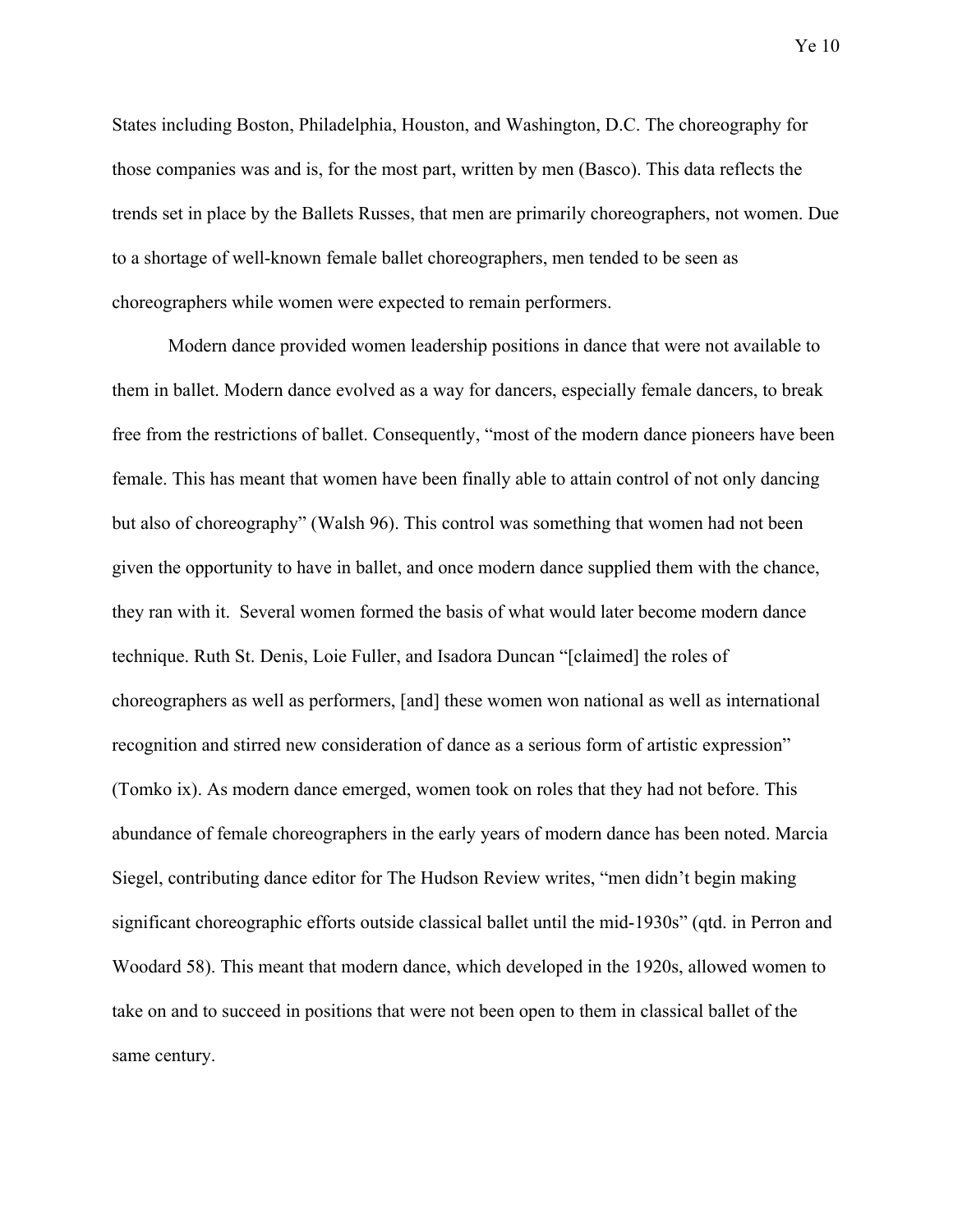States including Boston, Philadelphia, Houston, and Washington, D.C. The choreography for those companies was and is, for the most part, written by men (Basco). This data reflects the trends set in place by the Ballets Russes, that men are primarily choreographers, not women. Due to a shortage of well-known female ballet choreographers, men tended to be seen as choreographers while women were expected to remain performers.

Modern dance provided women leadership positions in dance that were not available to them in ballet. Modern dance evolved as a way for dancers, especially female dancers, to break free from the restrictions of ballet. Consequently, "most of the modern dance pioneers have been female. This has meant that women have been finally able to attain control of not only dancing but also of choreography" (Walsh 96). This control was something that women had not been given the opportunity to have in ballet, and once modern dance supplied them with the chance, they ran with it. Several women formed the basis of what would later become modern dance technique. Ruth St. Denis, Loie Fuller, and Isadora Duncan "[claimed] the roles of choreographers as well as performers, [and] these women won national as well as international recognition and stirred new consideration of dance as a serious form of artistic expression" (Tomko ix). As modern dance emerged, women took on roles that they had not before. This abundance of female choreographers in the early years of modern dance has been noted. Marcia Siegel, contributing dance editor for The Hudson Review writes, "men didn't begin making significant choreographic efforts outside classical ballet until the mid-1930s" (qtd. in Perron and Woodard 58). This meant that modern dance, which developed in the 1920s, allowed women to take on and to succeed in positions that were not been open to them in classical ballet of the same century.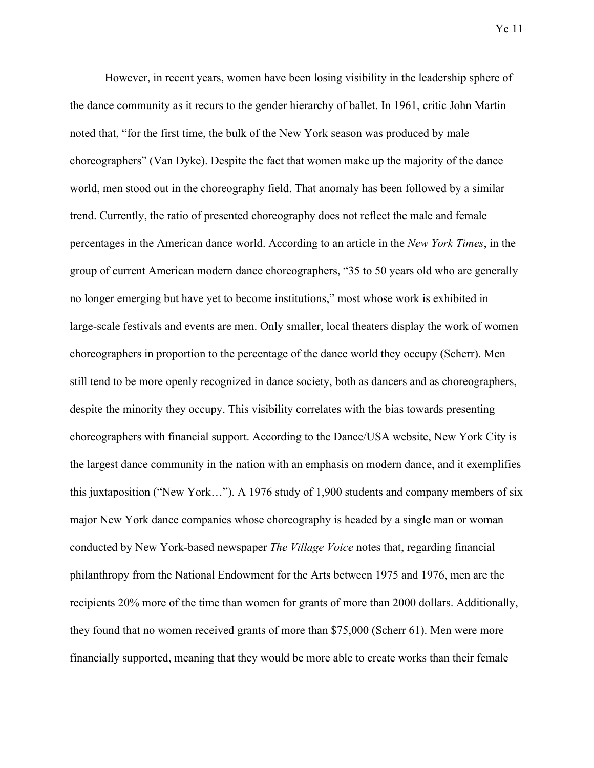However, in recent years, women have been losing visibility in the leadership sphere of the dance community as it recurs to the gender hierarchy of ballet. In 1961, critic John Martin noted that, "for the first time, the bulk of the New York season was produced by male choreographers" (Van Dyke). Despite the fact that women make up the majority of the dance world, men stood out in the choreography field. That anomaly has been followed by a similar trend. Currently, the ratio of presented choreography does not reflect the male and female percentages in the American dance world. According to an article in the *New York Times*, in the group of current American modern dance choreographers, "35 to 50 years old who are generally no longer emerging but have yet to become institutions," most whose work is exhibited in large-scale festivals and events are men. Only smaller, local theaters display the work of women choreographers in proportion to the percentage of the dance world they occupy (Scherr). Men still tend to be more openly recognized in dance society, both as dancers and as choreographers, despite the minority they occupy. This visibility correlates with the bias towards presenting choreographers with financial support. According to the Dance/USA website, New York City is the largest dance community in the nation with an emphasis on modern dance, and it exemplifies this juxtaposition ("New York…"). A 1976 study of 1,900 students and company members of six major New York dance companies whose choreography is headed by a single man or woman conducted by New York-based newspaper *The Village Voice* notes that, regarding financial philanthropy from the National Endowment for the Arts between 1975 and 1976, men are the recipients 20% more of the time than women for grants of more than 2000 dollars. Additionally, they found that no women received grants of more than $75,000 (Scherr 61). Men were more financially supported, meaning that they would be more able to create works than their female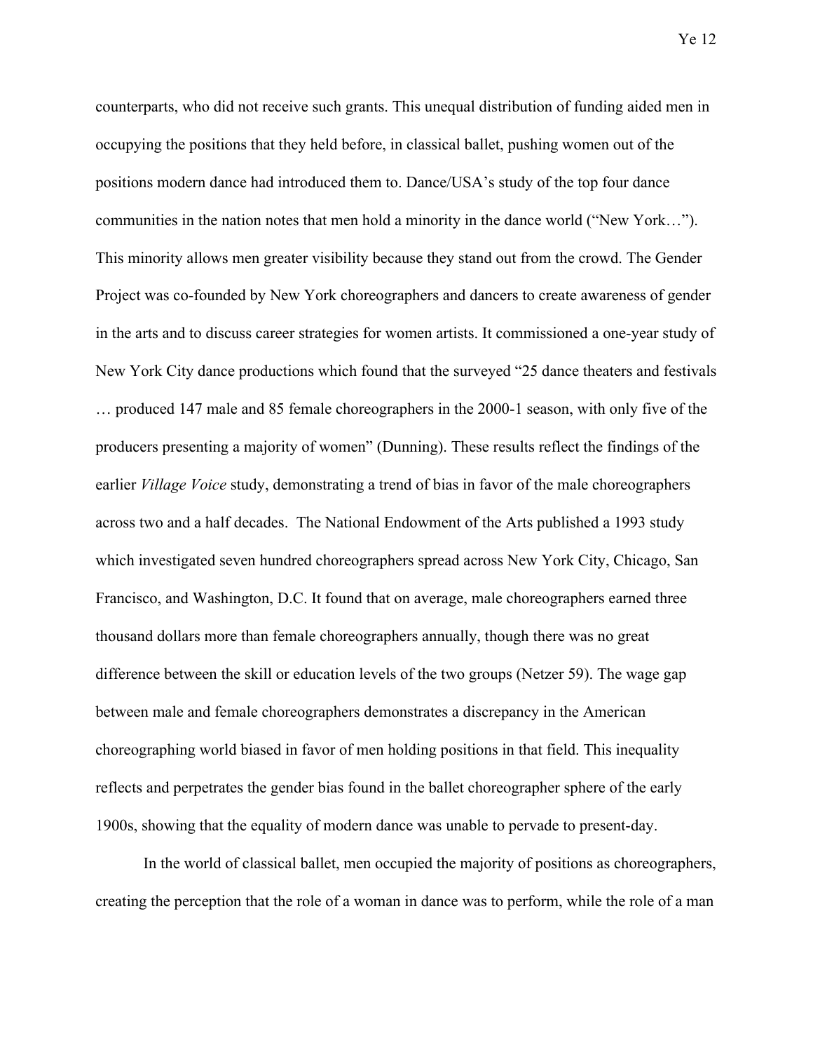counterparts, who did not receive such grants. This unequal distribution of funding aided men in occupying the positions that they held before, in classical ballet, pushing women out of the positions modern dance had introduced them to. Dance/USA's study of the top four dance communities in the nation notes that men hold a minority in the dance world ("New York…"). This minority allows men greater visibility because they stand out from the crowd. The Gender Project was co-founded by New York choreographers and dancers to create awareness of gender in the arts and to discuss career strategies for women artists. It commissioned a one-year study of New York City dance productions which found that the surveyed "25 dance theaters and festivals … produced 147 male and 85 female choreographers in the 2000-1 season, with only five of the producers presenting a majority of women" (Dunning). These results reflect the findings of the earlier *Village Voice* study, demonstrating a trend of bias in favor of the male choreographers across two and a half decades. The National Endowment of the Arts published a 1993 study which investigated seven hundred choreographers spread across New York City, Chicago, San Francisco, and Washington, D.C. It found that on average, male choreographers earned three thousand dollars more than female choreographers annually, though there was no great difference between the skill or education levels of the two groups (Netzer 59). The wage gap between male and female choreographers demonstrates a discrepancy in the American choreographing world biased in favor of men holding positions in that field. This inequality reflects and perpetrates the gender bias found in the ballet choreographer sphere of the early 1900s, showing that the equality of modern dance was unable to pervade to present-day.

In the world of classical ballet, men occupied the majority of positions as choreographers, creating the perception that the role of a woman in dance was to perform, while the role of a man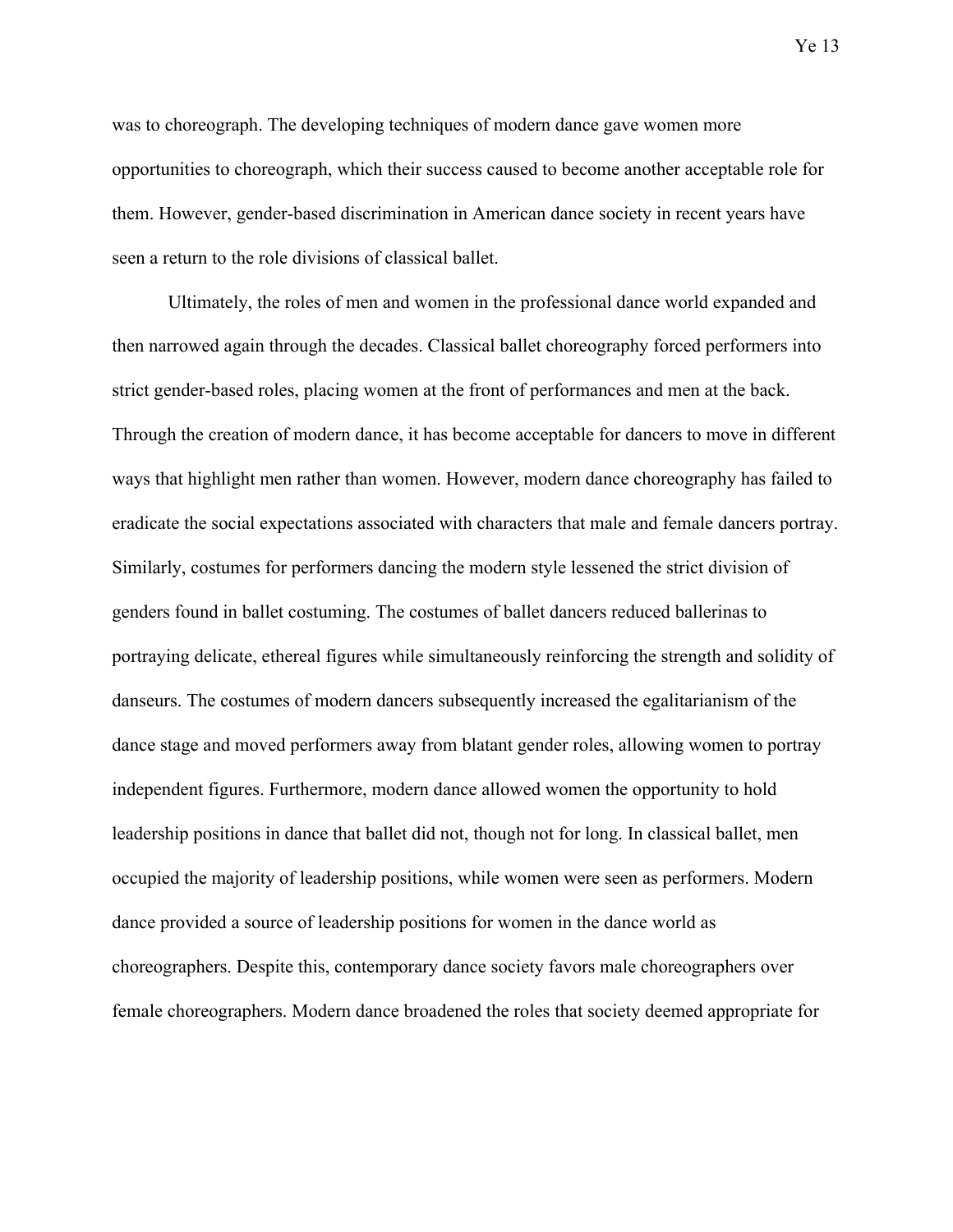was to choreograph. The developing techniques of modern dance gave women more opportunities to choreograph, which their success caused to become another acceptable role for them. However, gender-based discrimination in American dance society in recent years have seen a return to the role divisions of classical ballet.

Ultimately, the roles of men and women in the professional dance world expanded and then narrowed again through the decades. Classical ballet choreography forced performers into strict gender-based roles, placing women at the front of performances and men at the back. Through the creation of modern dance, it has become acceptable for dancers to move in different ways that highlight men rather than women. However, modern dance choreography has failed to eradicate the social expectations associated with characters that male and female dancers portray. Similarly, costumes for performers dancing the modern style lessened the strict division of genders found in ballet costuming. The costumes of ballet dancers reduced ballerinas to portraying delicate, ethereal figures while simultaneously reinforcing the strength and solidity of danseurs. The costumes of modern dancers subsequently increased the egalitarianism of the dance stage and moved performers away from blatant gender roles, allowing women to portray independent figures. Furthermore, modern dance allowed women the opportunity to hold leadership positions in dance that ballet did not, though not for long. In classical ballet, men occupied the majority of leadership positions, while women were seen as performers. Modern dance provided a source of leadership positions for women in the dance world as choreographers. Despite this, contemporary dance society favors male choreographers over female choreographers. Modern dance broadened the roles that society deemed appropriate for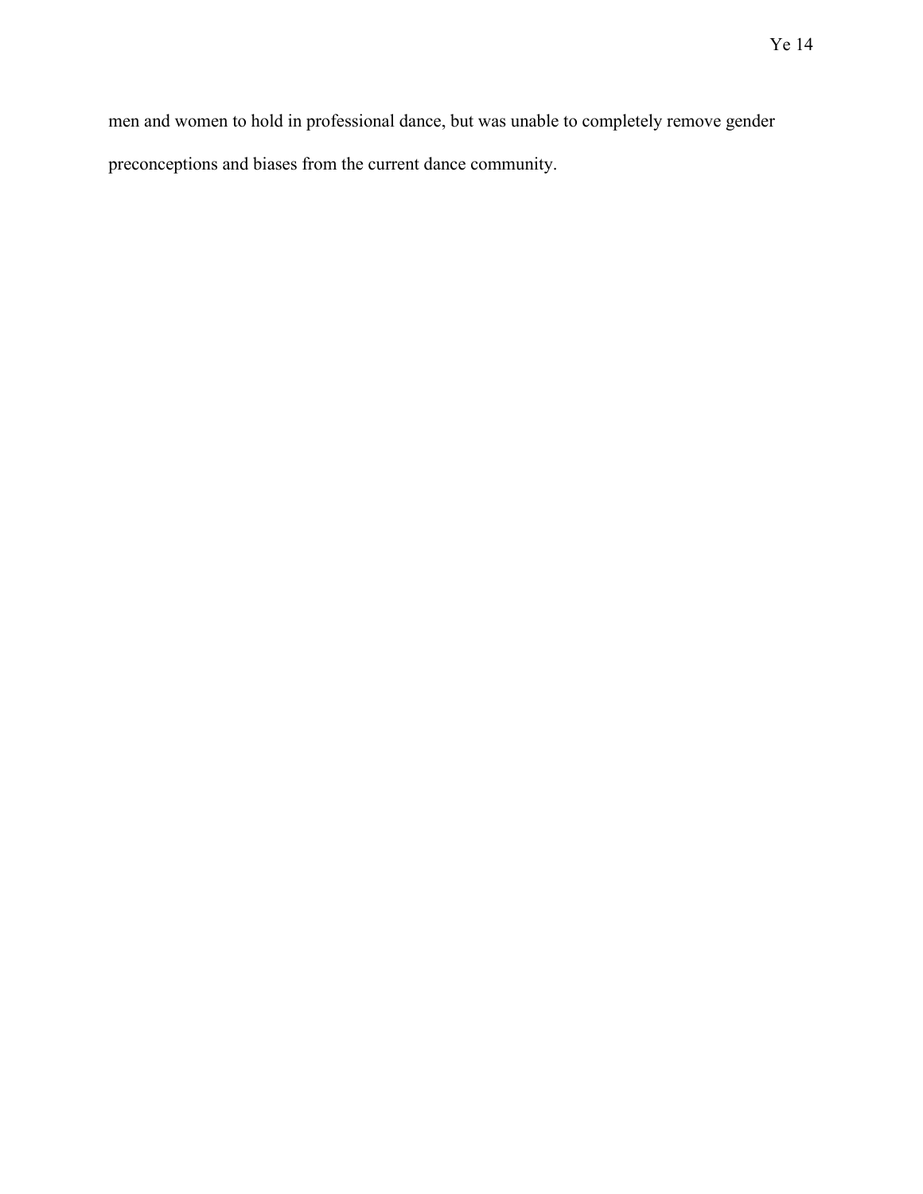men and women to hold in professional dance, but was unable to completely remove gender preconceptions and biases from the current dance community.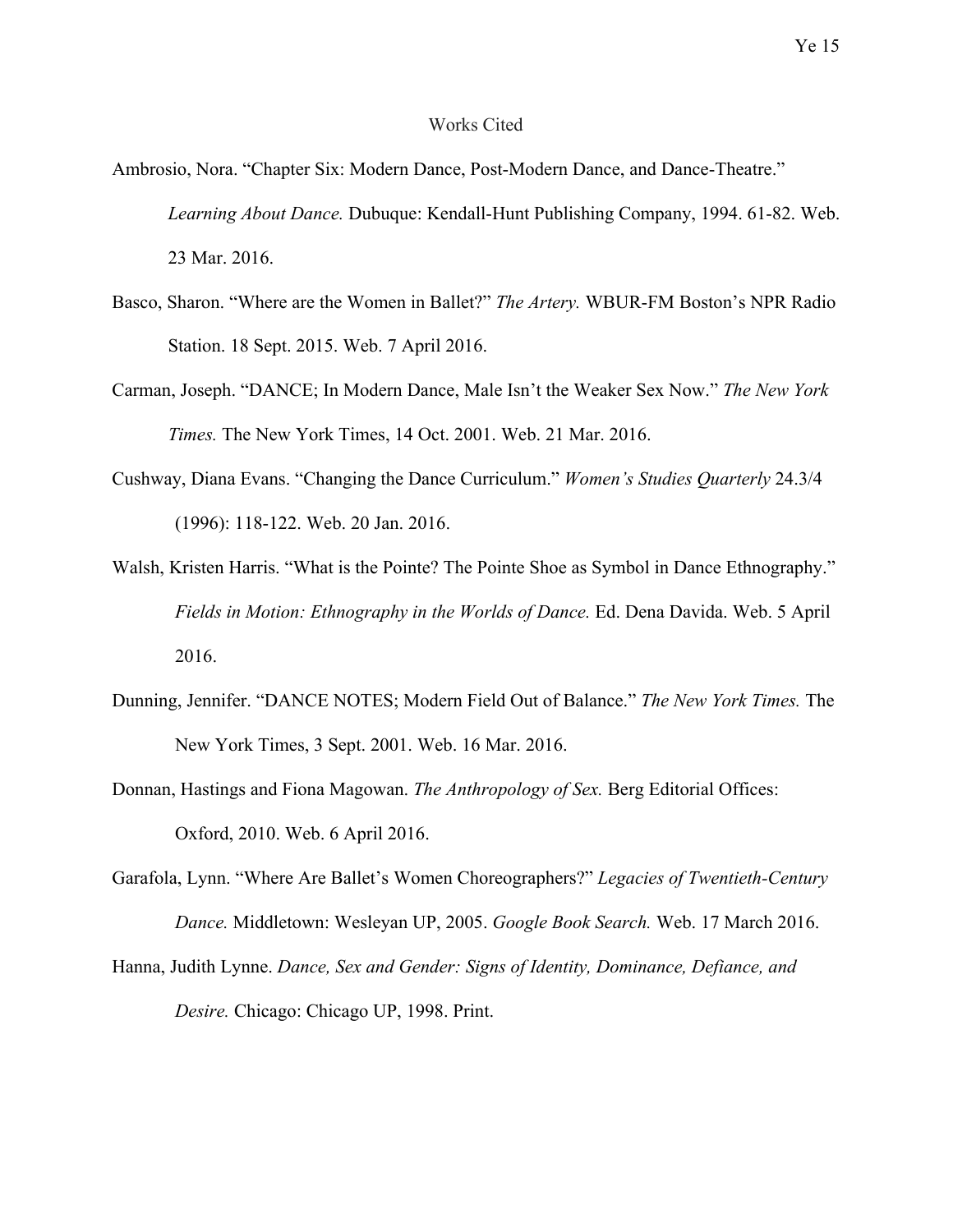# Works Cited

Ambrosio, Nora. “Chapter Six: Modern Dance, Post-Modern Dance, and Dance-Theatre.” *Learning About Dance.* Dubuque: Kendall-Hunt Publishing Company, 1994. 61-82. Web. 23 Mar. 2016.

Basco, Sharon. “Where are the Women in Ballet?” *The Artery.* WBUR-FM Boston’s NPR Radio Station. 18 Sept. 2015. Web. 7 April 2016.

Carman, Joseph. “DANCE; In Modern Dance, Male Isn’t the Weaker Sex Now.” *The New York Times.* The New York Times, 14 Oct. 2001. Web. 21 Mar. 2016.

Cushway, Diana Evans. “Changing the Dance Curriculum.” *Women’s Studies Quarterly* 24.3/4 (1996): 118-122. Web. 20 Jan. 2016.

Walsh, Kristen Harris. “What is the Pointe? The Pointe Shoe as Symbol in Dance Ethnography.” *Fields in Motion: Ethnography in the Worlds of Dance.* Ed. Dena Davida. Web. 5 April 2016.

Dunning, Jennifer. “DANCE NOTES; Modern Field Out of Balance.” *The New York Times.* The New York Times, 3 Sept. 2001. Web. 16 Mar. 2016.

Donnan, Hastings and Fiona Magowan. *The Anthropology of Sex.* Berg Editorial Offices: Oxford, 2010. Web. 6 April 2016.

Garafola, Lynn. “Where Are Ballet’s Women Choreographers?” *Legacies of Twentieth-Century Dance.* Middletown: Wesleyan UP, 2005. *Google Book Search.* Web. 17 March 2016.

Hanna, Judith Lynne. *Dance, Sex and Gender: Signs of Identity, Dominance, Defiance, and Desire.* Chicago: Chicago UP, 1998. Print.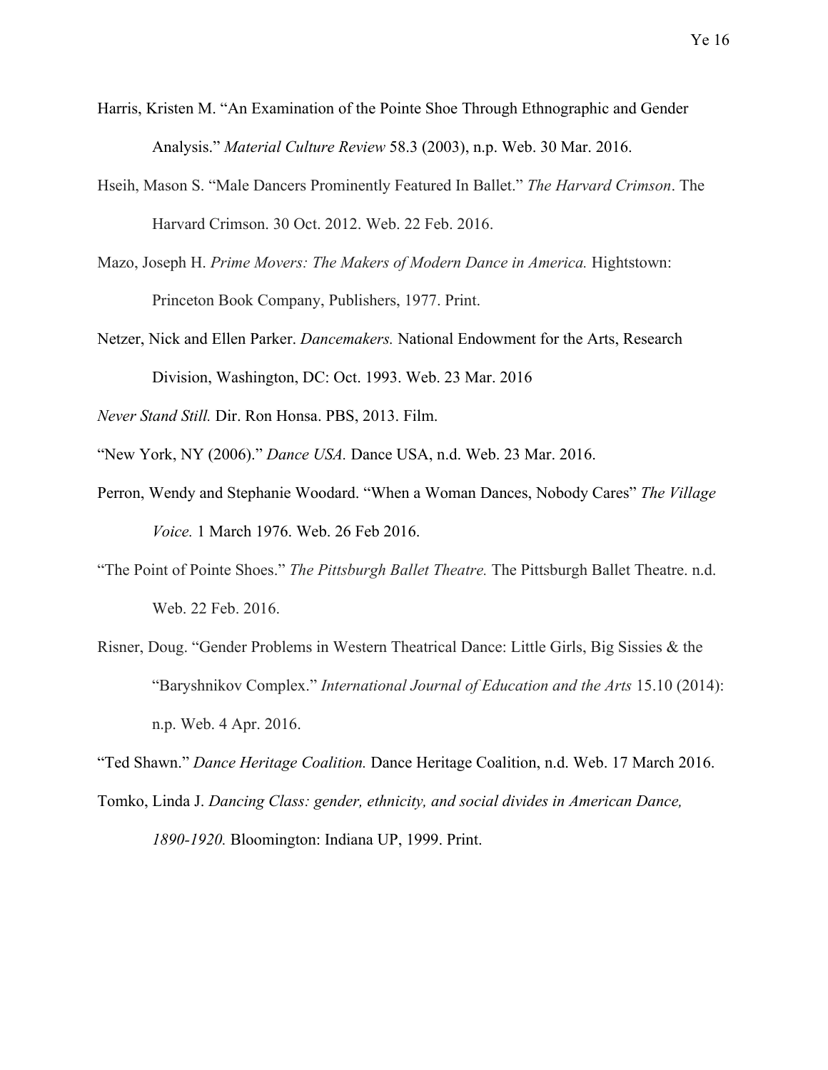Harris, Kristen M. "An Examination of the Pointe Shoe Through Ethnographic and Gender Analysis." *Material Culture Review* 58.3 (2003), n.p. Web. 30 Mar. 2016.

Hseih, Mason S. "Male Dancers Prominently Featured In Ballet." *The Harvard Crimson*. The Harvard Crimson. 30 Oct. 2012. Web. 22 Feb. 2016.

Mazo, Joseph H. *Prime Movers: The Makers of Modern Dance in America.* Hightstown: Princeton Book Company, Publishers, 1977. Print.

Netzer, Nick and Ellen Parker. *Dancemakers.* National Endowment for the Arts, Research Division, Washington, DC: Oct. 1993. Web. 23 Mar. 2016

*Never Stand Still.* Dir. Ron Honsa. PBS, 2013. Film.

"New York, NY (2006)." *Dance USA.* Dance USA, n.d. Web. 23 Mar. 2016.

Perron, Wendy and Stephanie Woodard. "When a Woman Dances, Nobody Cares" *The Village Voice.* 1 March 1976. Web. 26 Feb 2016.

"The Point of Pointe Shoes." *The Pittsburgh Ballet Theatre.* The Pittsburgh Ballet Theatre. n.d. Web. 22 Feb. 2016.

Risner, Doug. "Gender Problems in Western Theatrical Dance: Little Girls, Big Sissies & the "Baryshnikov Complex." *International Journal of Education and the Arts* 15.10 (2014): n.p. Web. 4 Apr. 2016.

"Ted Shawn." *Dance Heritage Coalition.* Dance Heritage Coalition, n.d. Web. 17 March 2016.

Tomko, Linda J. *Dancing Class: gender, ethnicity, and social divides in American Dance, 1890-1920.* Bloomington: Indiana UP, 1999. Print.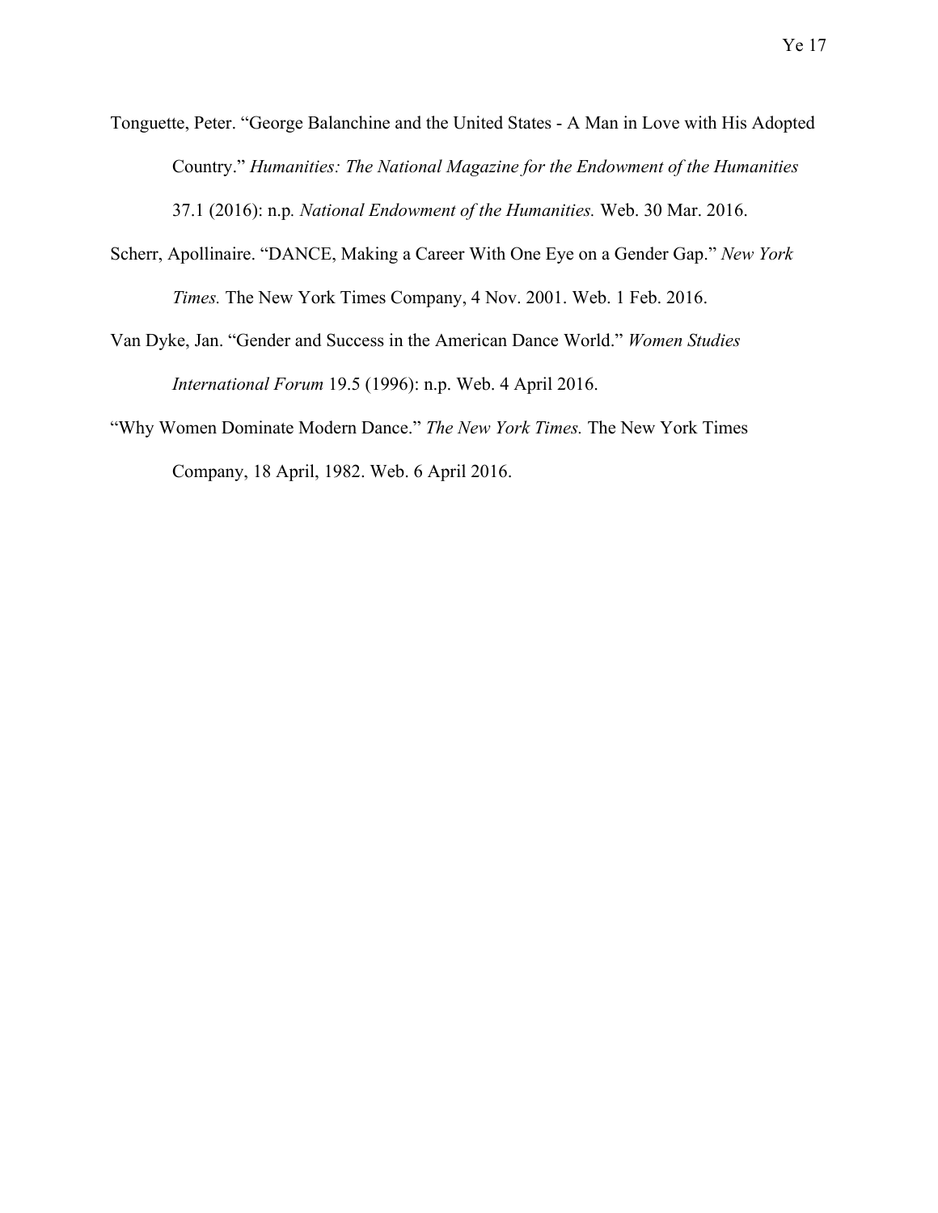Tonguette, Peter. "George Balanchine and the United States - A Man in Love with His Adopted Country." *Humanities: The National Magazine for the Endowment of the Humanities* 37.1 (2016): n.p*.* *National Endowment of the Humanities.* Web. 30 Mar. 2016.

Scherr, Apollinaire. "DANCE, Making a Career With One Eye on a Gender Gap." *New York Times.* The New York Times Company, 4 Nov. 2001. Web. 1 Feb. 2016.

Van Dyke, Jan. "Gender and Success in the American Dance World." *Women Studies International Forum* 19.5 (1996): n.p. Web. 4 April 2016.

"Why Women Dominate Modern Dance." *The New York Times.* The New York Times Company, 18 April, 1982. Web. 6 April 2016.